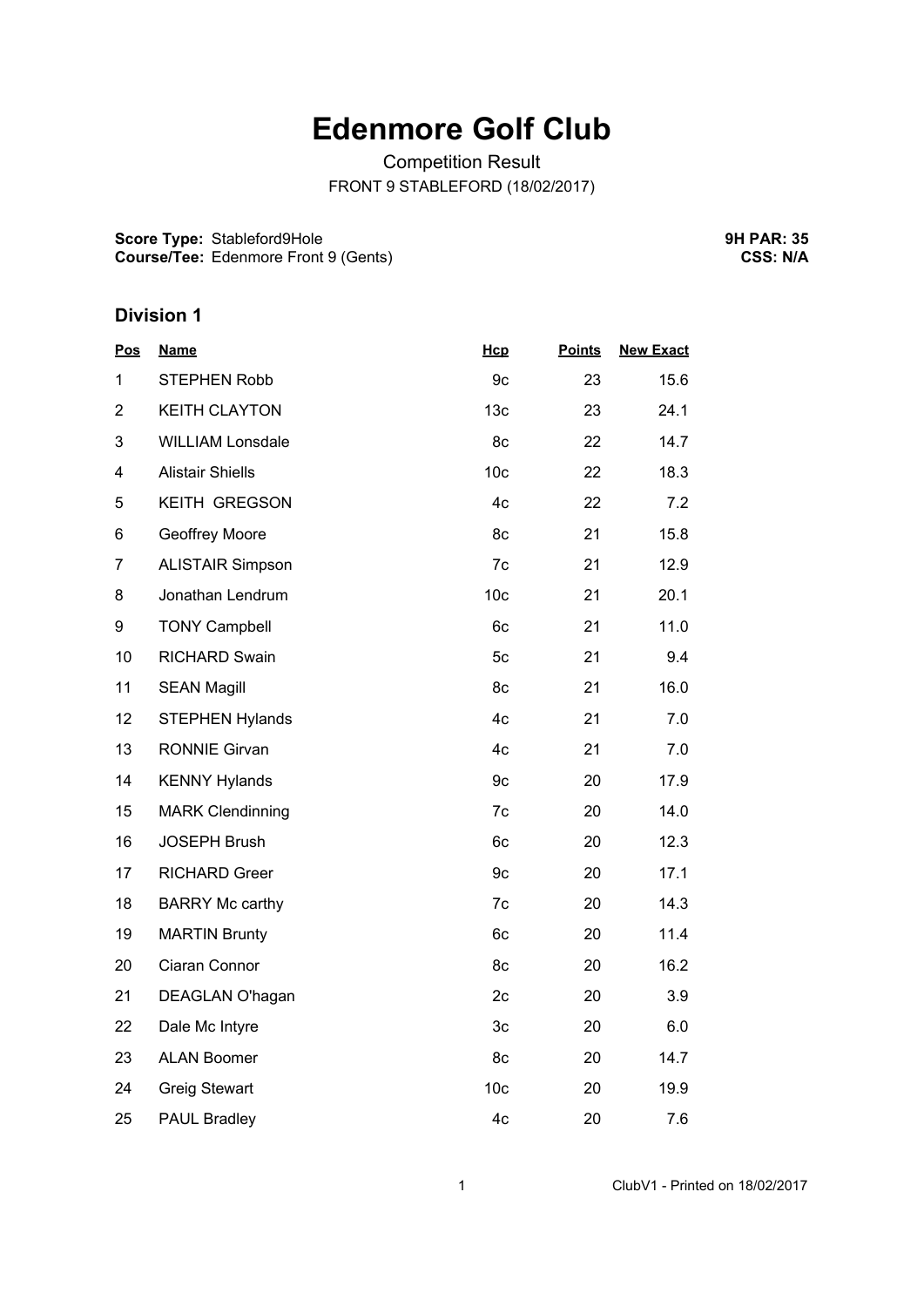# Edenmore Golf Club

Competition Result

FRONT 9 STABLEFORD (18/02/2017)

**Score Type:** Stableford9Hole
**Course/Tee:** Edenmore Front 9 (Gents)

**9H PAR: 35**
**CSS: N/A**

## Division 1

| Pos | Name | Hcp | Points | New Exact |
|---|---|---|---|---|
| 1 | STEPHEN Robb | 9c | 23 | 15.6 |
| 2 | KEITH CLAYTON | 13c | 23 | 24.1 |
| 3 | WILLIAM Lonsdale | 8c | 22 | 14.7 |
| 4 | Alistair Shiells | 10c | 22 | 18.3 |
| 5 | KEITH GREGSON | 4c | 22 | 7.2 |
| 6 | Geoffrey Moore | 8c | 21 | 15.8 |
| 7 | ALISTAIR Simpson | 7c | 21 | 12.9 |
| 8 | Jonathan Lendrum | 10c | 21 | 20.1 |
| 9 | TONY Campbell | 6c | 21 | 11.0 |
| 10 | RICHARD Swain | 5c | 21 | 9.4 |
| 11 | SEAN Magill | 8c | 21 | 16.0 |
| 12 | STEPHEN Hylands | 4c | 21 | 7.0 |
| 13 | RONNIE Girvan | 4c | 21 | 7.0 |
| 14 | KENNY Hylands | 9c | 20 | 17.9 |
| 15 | MARK Clendinning | 7c | 20 | 14.0 |
| 16 | JOSEPH Brush | 6c | 20 | 12.3 |
| 17 | RICHARD Greer | 9c | 20 | 17.1 |
| 18 | BARRY Mc carthy | 7c | 20 | 14.3 |
| 19 | MARTIN Brunty | 6c | 20 | 11.4 |
| 20 | Ciaran Connor | 8c | 20 | 16.2 |
| 21 | DEAGLAN O'hagan | 2c | 20 | 3.9 |
| 22 | Dale Mc Intyre | 3c | 20 | 6.0 |
| 23 | ALAN Boomer | 8c | 20 | 14.7 |
| 24 | Greig Stewart | 10c | 20 | 19.9 |
| 25 | PAUL Bradley | 4c | 20 | 7.6 |

ClubV1 - Printed on 18/02/2017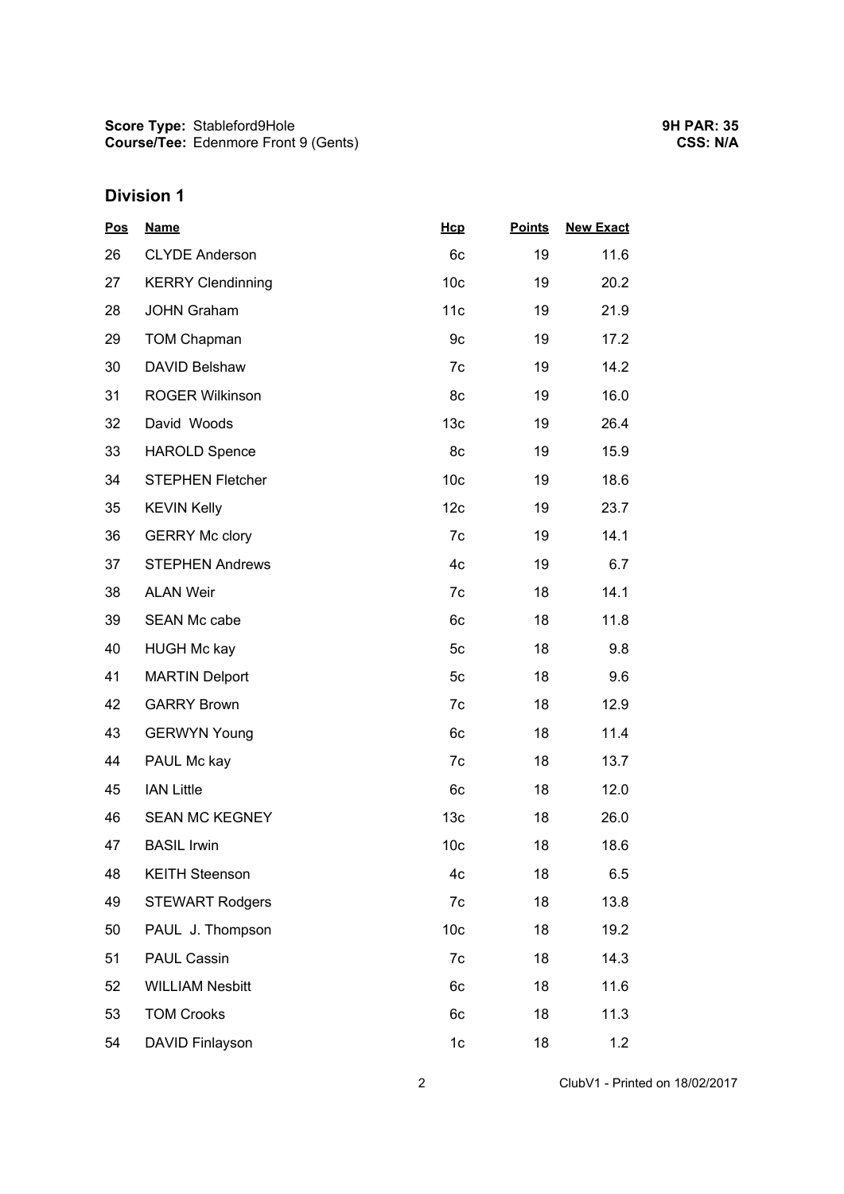**Score Type:** Stableford9Hole
**Course/Tee:** Edenmore Front 9 (Gents)

**9H PAR: 35**
**CSS: N/A**

## Division 1

| Pos | Name | Hcp | Points | New Exact |
|---|---|---|---|---|
| 26 | CLYDE Anderson | 6c | 19 | 11.6 |
| 27 | KERRY Clendinning | 10c | 19 | 20.2 |
| 28 | JOHN Graham | 11c | 19 | 21.9 |
| 29 | TOM Chapman | 9c | 19 | 17.2 |
| 30 | DAVID Belshaw | 7c | 19 | 14.2 |
| 31 | ROGER Wilkinson | 8c | 19 | 16.0 |
| 32 | David Woods | 13c | 19 | 26.4 |
| 33 | HAROLD Spence | 8c | 19 | 15.9 |
| 34 | STEPHEN Fletcher | 10c | 19 | 18.6 |
| 35 | KEVIN Kelly | 12c | 19 | 23.7 |
| 36 | GERRY Mc clory | 7c | 19 | 14.1 |
| 37 | STEPHEN Andrews | 4c | 19 | 6.7 |
| 38 | ALAN Weir | 7c | 18 | 14.1 |
| 39 | SEAN Mc cabe | 6c | 18 | 11.8 |
| 40 | HUGH Mc kay | 5c | 18 | 9.8 |
| 41 | MARTIN Delport | 5c | 18 | 9.6 |
| 42 | GARRY Brown | 7c | 18 | 12.9 |
| 43 | GERWYN Young | 6c | 18 | 11.4 |
| 44 | PAUL Mc kay | 7c | 18 | 13.7 |
| 45 | IAN Little | 6c | 18 | 12.0 |
| 46 | SEAN MC KEGNEY | 13c | 18 | 26.0 |
| 47 | BASIL Irwin | 10c | 18 | 18.6 |
| 48 | KEITH Steenson | 4c | 18 | 6.5 |
| 49 | STEWART Rodgers | 7c | 18 | 13.8 |
| 50 | PAUL J. Thompson | 10c | 18 | 19.2 |
| 51 | PAUL Cassin | 7c | 18 | 14.3 |
| 52 | WILLIAM Nesbitt | 6c | 18 | 11.6 |
| 53 | TOM Crooks | 6c | 18 | 11.3 |
| 54 | DAVID Finlayson | 1c | 18 | 1.2 |

ClubV1 - Printed on 18/02/2017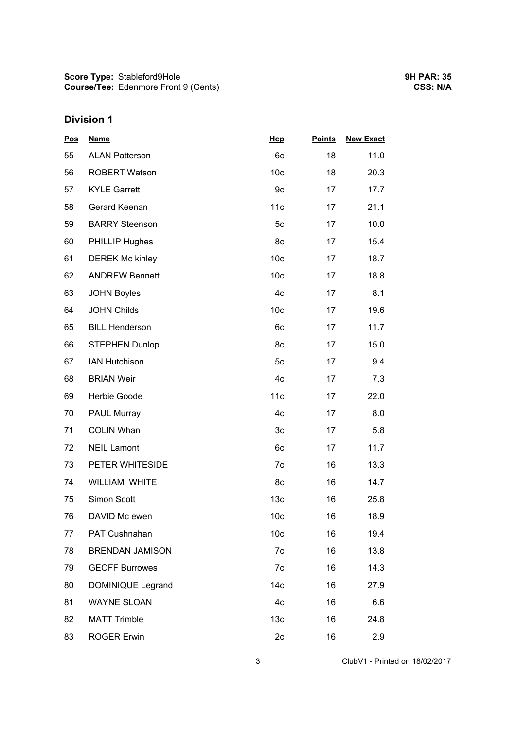**Score Type:** Stableford9Hole
**Course/Tee:** Edenmore Front 9 (Gents)

**9H PAR: 35**
**CSS: N/A**

## Division 1

| Pos | Name | Hcp | Points | New Exact |
|---|---|---|---|---|
| 55 | ALAN Patterson | 6c | 18 | 11.0 |
| 56 | ROBERT Watson | 10c | 18 | 20.3 |
| 57 | KYLE Garrett | 9c | 17 | 17.7 |
| 58 | Gerard Keenan | 11c | 17 | 21.1 |
| 59 | BARRY Steenson | 5c | 17 | 10.0 |
| 60 | PHILLIP Hughes | 8c | 17 | 15.4 |
| 61 | DEREK Mc kinley | 10c | 17 | 18.7 |
| 62 | ANDREW Bennett | 10c | 17 | 18.8 |
| 63 | JOHN Boyles | 4c | 17 | 8.1 |
| 64 | JOHN Childs | 10c | 17 | 19.6 |
| 65 | BILL Henderson | 6c | 17 | 11.7 |
| 66 | STEPHEN Dunlop | 8c | 17 | 15.0 |
| 67 | IAN Hutchison | 5c | 17 | 9.4 |
| 68 | BRIAN Weir | 4c | 17 | 7.3 |
| 69 | Herbie Goode | 11c | 17 | 22.0 |
| 70 | PAUL Murray | 4c | 17 | 8.0 |
| 71 | COLIN Whan | 3c | 17 | 5.8 |
| 72 | NEIL Lamont | 6c | 17 | 11.7 |
| 73 | PETER WHITESIDE | 7c | 16 | 13.3 |
| 74 | WILLIAM WHITE | 8c | 16 | 14.7 |
| 75 | Simon Scott | 13c | 16 | 25.8 |
| 76 | DAVID Mc ewen | 10c | 16 | 18.9 |
| 77 | PAT Cushnahan | 10c | 16 | 19.4 |
| 78 | BRENDAN JAMISON | 7c | 16 | 13.8 |
| 79 | GEOFF Burrowes | 7c | 16 | 14.3 |
| 80 | DOMINIQUE Legrand | 14c | 16 | 27.9 |
| 81 | WAYNE SLOAN | 4c | 16 | 6.6 |
| 82 | MATT Trimble | 13c | 16 | 24.8 |
| 83 | ROGER Erwin | 2c | 16 | 2.9 |

ClubV1 - Printed on 18/02/2017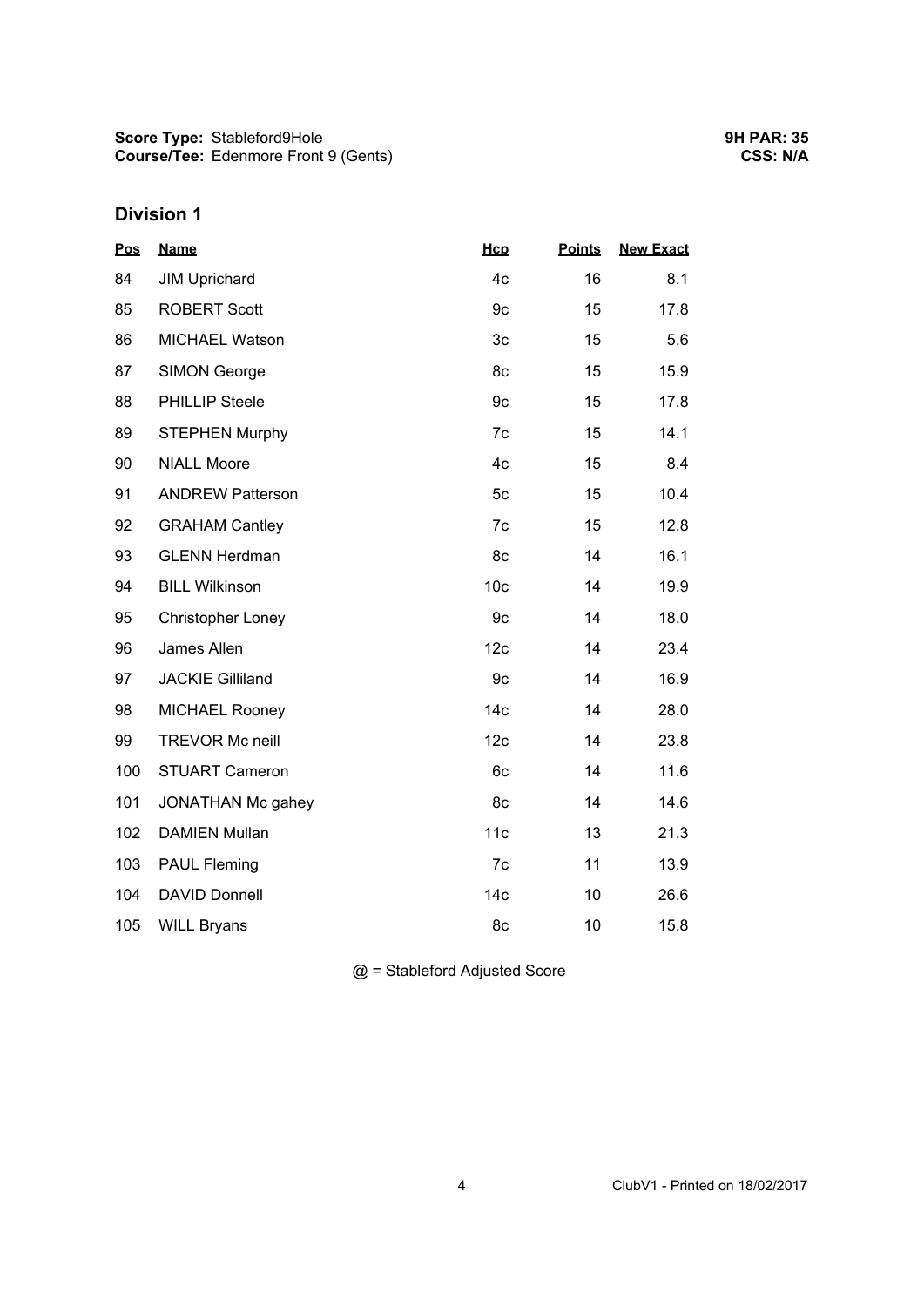**Score Type:** Stableford9Hole
**Course/Tee:** Edenmore Front 9 (Gents)

**9H PAR: 35**
**CSS: N/A**

## Division 1

| Pos | Name | Hcp | Points | New Exact |
|---|---|---|---|---|
| 84 | JIM Uprichard | 4c | 16 | 8.1 |
| 85 | ROBERT Scott | 9c | 15 | 17.8 |
| 86 | MICHAEL Watson | 3c | 15 | 5.6 |
| 87 | SIMON George | 8c | 15 | 15.9 |
| 88 | PHILLIP Steele | 9c | 15 | 17.8 |
| 89 | STEPHEN Murphy | 7c | 15 | 14.1 |
| 90 | NIALL Moore | 4c | 15 | 8.4 |
| 91 | ANDREW Patterson | 5c | 15 | 10.4 |
| 92 | GRAHAM Cantley | 7c | 15 | 12.8 |
| 93 | GLENN Herdman | 8c | 14 | 16.1 |
| 94 | BILL Wilkinson | 10c | 14 | 19.9 |
| 95 | Christopher Loney | 9c | 14 | 18.0 |
| 96 | James Allen | 12c | 14 | 23.4 |
| 97 | JACKIE Gilliland | 9c | 14 | 16.9 |
| 98 | MICHAEL Rooney | 14c | 14 | 28.0 |
| 99 | TREVOR Mc neill | 12c | 14 | 23.8 |
| 100 | STUART Cameron | 6c | 14 | 11.6 |
| 101 | JONATHAN Mc gahey | 8c | 14 | 14.6 |
| 102 | DAMIEN Mullan | 11c | 13 | 21.3 |
| 103 | PAUL Fleming | 7c | 11 | 13.9 |
| 104 | DAVID Donnell | 14c | 10 | 26.6 |
| 105 | WILL Bryans | 8c | 10 | 15.8 |

@ = Stableford Adjusted Score

ClubV1 - Printed on 18/02/2017